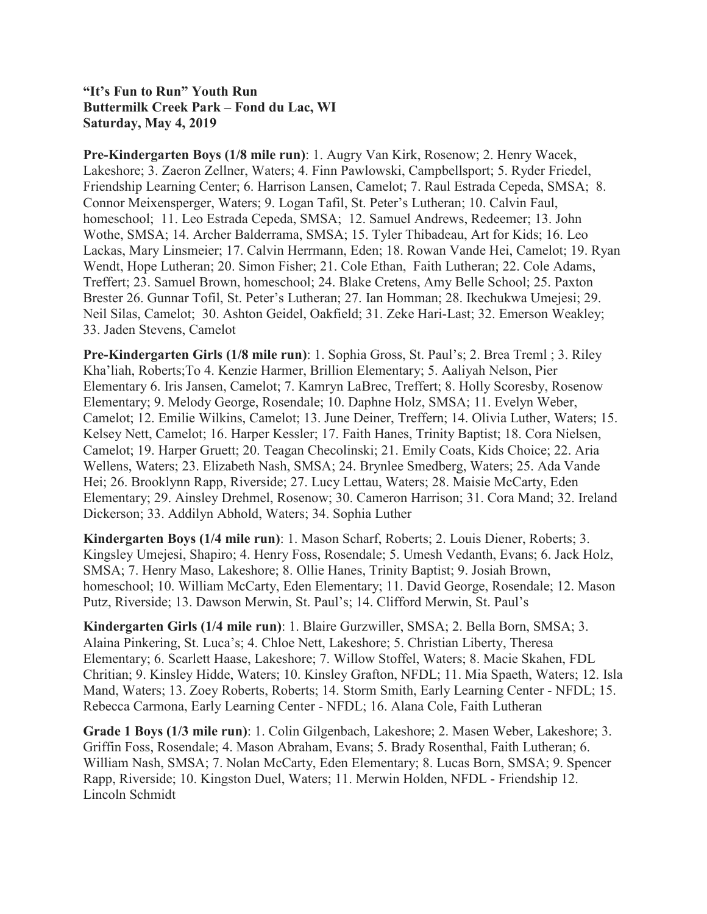**"It's Fun to Run" Youth Run**
**Buttermilk Creek Park – Fond du Lac, WI**
**Saturday, May 4, 2019**

**Pre-Kindergarten Boys (1/8 mile run)**: 1. Augry Van Kirk, Rosenow; 2. Henry Wacek, Lakeshore; 3. Zaeron Zellner, Waters; 4. Finn Pawlowski, Campbellsport; 5. Ryder Friedel, Friendship Learning Center; 6. Harrison Lansen, Camelot; 7. Raul Estrada Cepeda, SMSA; 8. Connor Meixensperger, Waters; 9. Logan Tafil, St. Peter's Lutheran; 10. Calvin Faul, homeschool; 11. Leo Estrada Cepeda, SMSA; 12. Samuel Andrews, Redeemer; 13. John Wothe, SMSA; 14. Archer Balderrama, SMSA; 15. Tyler Thibadeau, Art for Kids; 16. Leo Lackas, Mary Linsmeier; 17. Calvin Herrmann, Eden; 18. Rowan Vande Hei, Camelot; 19. Ryan Wendt, Hope Lutheran; 20. Simon Fisher; 21. Cole Ethan, Faith Lutheran; 22. Cole Adams, Treffert; 23. Samuel Brown, homeschool; 24. Blake Cretens, Amy Belle School; 25. Paxton Brester 26. Gunnar Tofil, St. Peter's Lutheran; 27. Ian Homman; 28. Ikechukwa Umejesi; 29. Neil Silas, Camelot; 30. Ashton Geidel, Oakfield; 31. Zeke Hari-Last; 32. Emerson Weakley; 33. Jaden Stevens, Camelot

**Pre-Kindergarten Girls (1/8 mile run)**: 1. Sophia Gross, St. Paul's; 2. Brea Treml ; 3. Riley Kha'liah, Roberts;To 4. Kenzie Harmer, Brillion Elementary; 5. Aaliyah Nelson, Pier Elementary 6. Iris Jansen, Camelot; 7. Kamryn LaBrec, Treffert; 8. Holly Scoresby, Rosenow Elementary; 9. Melody George, Rosendale; 10. Daphne Holz, SMSA; 11. Evelyn Weber, Camelot; 12. Emilie Wilkins, Camelot; 13. June Deiner, Treffern; 14. Olivia Luther, Waters; 15. Kelsey Nett, Camelot; 16. Harper Kessler; 17. Faith Hanes, Trinity Baptist; 18. Cora Nielsen, Camelot; 19. Harper Gruett; 20. Teagan Checolinski; 21. Emily Coats, Kids Choice; 22. Aria Wellens, Waters; 23. Elizabeth Nash, SMSA; 24. Brynlee Smedberg, Waters; 25. Ada Vande Hei; 26. Brooklynn Rapp, Riverside; 27. Lucy Lettau, Waters; 28. Maisie McCarty, Eden Elementary; 29. Ainsley Drehmel, Rosenow; 30. Cameron Harrison; 31. Cora Mand; 32. Ireland Dickerson; 33. Addilyn Abhold, Waters; 34. Sophia Luther

**Kindergarten Boys (1/4 mile run)**: 1. Mason Scharf, Roberts; 2. Louis Diener, Roberts; 3. Kingsley Umejesi, Shapiro; 4. Henry Foss, Rosendale; 5. Umesh Vedanth, Evans; 6. Jack Holz, SMSA; 7. Henry Maso, Lakeshore; 8. Ollie Hanes, Trinity Baptist; 9. Josiah Brown, homeschool; 10. William McCarty, Eden Elementary; 11. David George, Rosendale; 12. Mason Putz, Riverside; 13. Dawson Merwin, St. Paul's; 14. Clifford Merwin, St. Paul's

**Kindergarten Girls (1/4 mile run)**: 1. Blaire Gurzwiller, SMSA; 2. Bella Born, SMSA; 3. Alaina Pinkering, St. Luca's; 4. Chloe Nett, Lakeshore; 5. Christian Liberty, Theresa Elementary; 6. Scarlett Haase, Lakeshore; 7. Willow Stoffel, Waters; 8. Macie Skahen, FDL Chritian; 9. Kinsley Hidde, Waters; 10. Kinsley Grafton, NFDL; 11. Mia Spaeth, Waters; 12. Isla Mand, Waters; 13. Zoey Roberts, Roberts; 14. Storm Smith, Early Learning Center - NFDL; 15. Rebecca Carmona, Early Learning Center - NFDL; 16. Alana Cole, Faith Lutheran

**Grade 1 Boys (1/3 mile run)**: 1. Colin Gilgenbach, Lakeshore; 2. Masen Weber, Lakeshore; 3. Griffin Foss, Rosendale; 4. Mason Abraham, Evans; 5. Brady Rosenthal, Faith Lutheran; 6. William Nash, SMSA; 7. Nolan McCarty, Eden Elementary; 8. Lucas Born, SMSA; 9. Spencer Rapp, Riverside; 10. Kingston Duel, Waters; 11. Merwin Holden, NFDL - Friendship 12. Lincoln Schmidt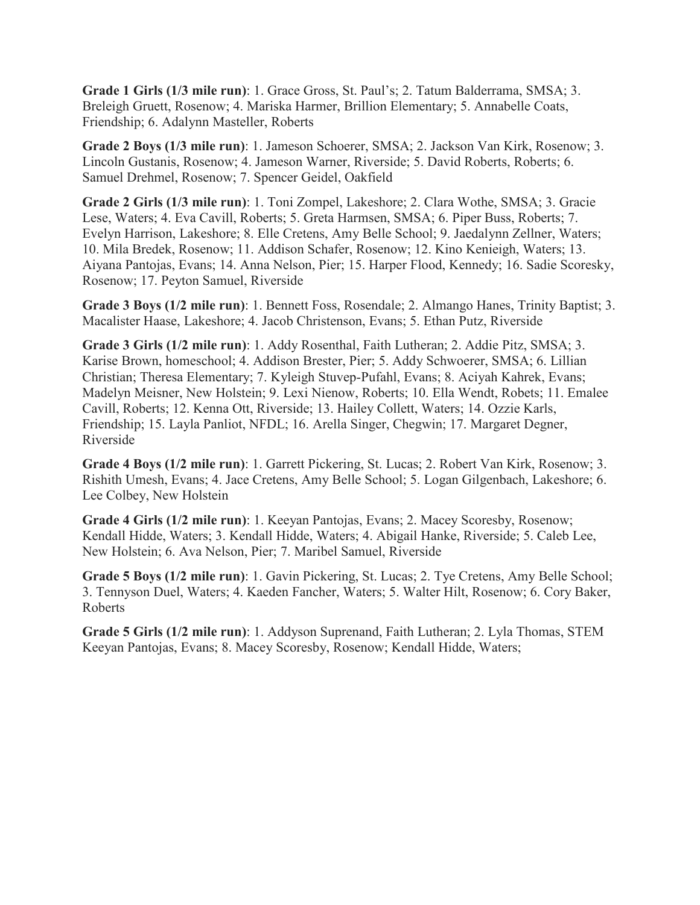**Grade 1 Girls (1/3 mile run)**: 1. Grace Gross, St. Paul's; 2. Tatum Balderrama, SMSA; 3. Breleigh Gruett, Rosenow; 4. Mariska Harmer, Brillion Elementary; 5. Annabelle Coats, Friendship; 6. Adalynn Masteller, Roberts

**Grade 2 Boys (1/3 mile run)**: 1. Jameson Schoerer, SMSA; 2. Jackson Van Kirk, Rosenow; 3. Lincoln Gustanis, Rosenow; 4. Jameson Warner, Riverside; 5. David Roberts, Roberts; 6. Samuel Drehmel, Rosenow; 7. Spencer Geidel, Oakfield

**Grade 2 Girls (1/3 mile run)**: 1. Toni Zompel, Lakeshore; 2. Clara Wothe, SMSA; 3. Gracie Lese, Waters; 4. Eva Cavill, Roberts; 5. Greta Harmsen, SMSA; 6. Piper Buss, Roberts; 7. Evelyn Harrison, Lakeshore; 8. Elle Cretens, Amy Belle School; 9. Jaedalynn Zellner, Waters; 10. Mila Bredek, Rosenow; 11. Addison Schafer, Rosenow; 12. Kino Kenieigh, Waters; 13. Aiyana Pantojas, Evans; 14. Anna Nelson, Pier; 15. Harper Flood, Kennedy; 16. Sadie Scoresky, Rosenow; 17. Peyton Samuel, Riverside

**Grade 3 Boys (1/2 mile run)**: 1. Bennett Foss, Rosendale; 2. Almango Hanes, Trinity Baptist; 3. Macalister Haase, Lakeshore; 4. Jacob Christenson, Evans; 5. Ethan Putz, Riverside

**Grade 3 Girls (1/2 mile run)**: 1. Addy Rosenthal, Faith Lutheran; 2. Addie Pitz, SMSA; 3. Karise Brown, homeschool; 4. Addison Brester, Pier; 5. Addy Schwoerer, SMSA; 6. Lillian Christian; Theresa Elementary; 7. Kyleigh Stuvep-Pufahl, Evans; 8. Aciyah Kahrek, Evans; Madelyn Meisner, New Holstein; 9. Lexi Nienow, Roberts; 10. Ella Wendt, Robets; 11. Emalee Cavill, Roberts; 12. Kenna Ott, Riverside; 13. Hailey Collett, Waters; 14. Ozzie Karls, Friendship; 15. Layla Panliot, NFDL; 16. Arella Singer, Chegwin; 17. Margaret Degner, Riverside

**Grade 4 Boys (1/2 mile run)**: 1. Garrett Pickering, St. Lucas; 2. Robert Van Kirk, Rosenow; 3. Rishith Umesh, Evans; 4. Jace Cretens, Amy Belle School; 5. Logan Gilgenbach, Lakeshore; 6. Lee Colbey, New Holstein

**Grade 4 Girls (1/2 mile run)**: 1. Keeyan Pantojas, Evans; 2. Macey Scoresby, Rosenow; Kendall Hidde, Waters; 3. Kendall Hidde, Waters; 4. Abigail Hanke, Riverside; 5. Caleb Lee, New Holstein; 6. Ava Nelson, Pier; 7. Maribel Samuel, Riverside

**Grade 5 Boys (1/2 mile run)**: 1. Gavin Pickering, St. Lucas; 2. Tye Cretens, Amy Belle School; 3. Tennyson Duel, Waters; 4. Kaeden Fancher, Waters; 5. Walter Hilt, Rosenow; 6. Cory Baker, Roberts

**Grade 5 Girls (1/2 mile run)**: 1. Addyson Suprenand, Faith Lutheran; 2. Lyla Thomas, STEM Keeyan Pantojas, Evans; 8. Macey Scoresby, Rosenow; Kendall Hidde, Waters;